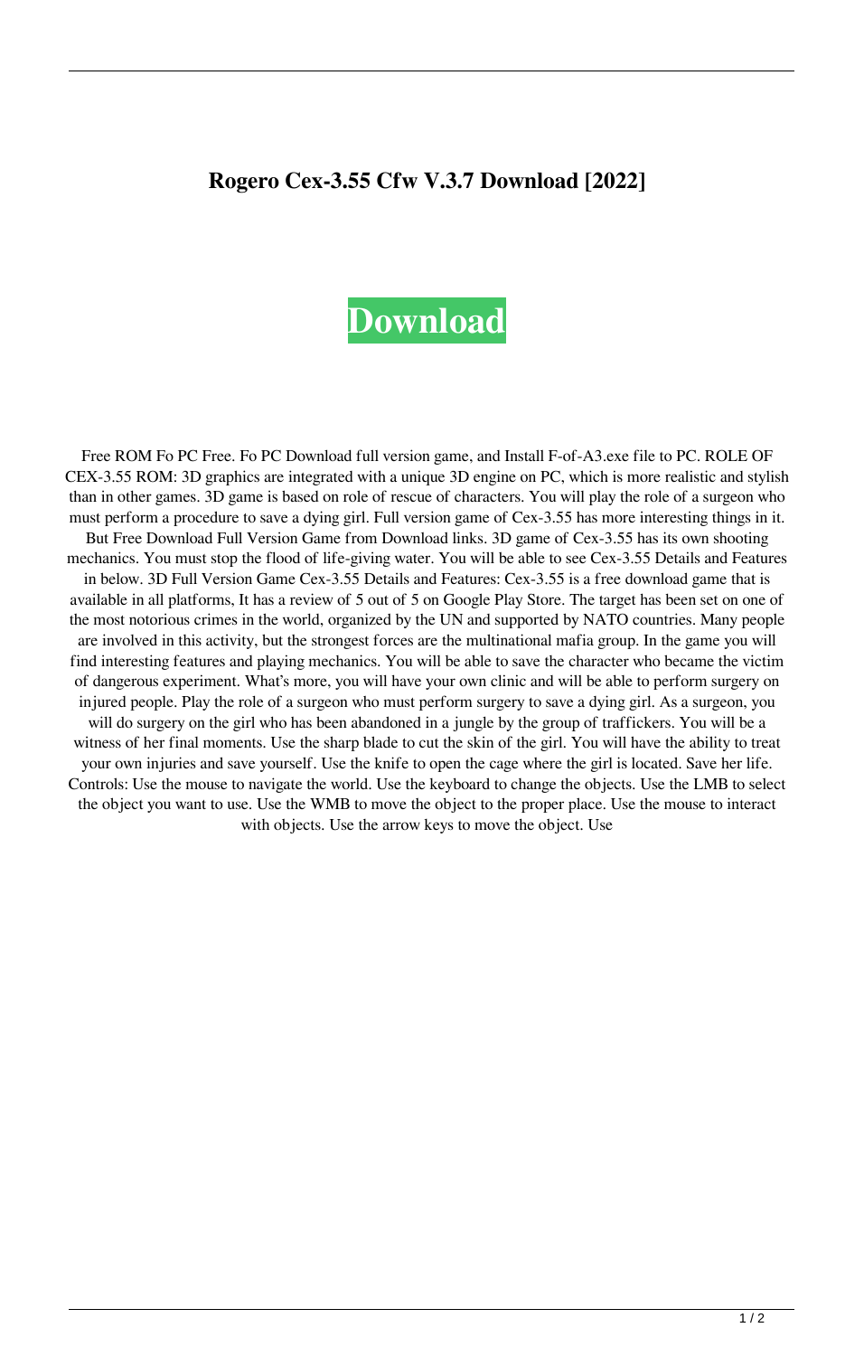# Rogero Cex-3.55 Cfw V.3.7 Download [2022]

**Download**

Free ROM Fo PC Free. Fo PC Download full version game, and Install F-of-A3.exe file to PC. ROLE OF CEX-3.55 ROM: 3D graphics are integrated with a unique 3D engine on PC, which is more realistic and stylish than in other games. 3D game is based on role of rescue of characters. You will play the role of a surgeon who must perform a procedure to save a dying girl. Full version game of Cex-3.55 has more interesting things in it. But Free Download Full Version Game from Download links. 3D game of Cex-3.55 has its own shooting mechanics. You must stop the flood of life-giving water. You will be able to see Cex-3.55 Details and Features in below. 3D Full Version Game Cex-3.55 Details and Features: Cex-3.55 is a free download game that is available in all platforms, It has a review of 5 out of 5 on Google Play Store. The target has been set on one of the most notorious crimes in the world, organized by the UN and supported by NATO countries. Many people are involved in this activity, but the strongest forces are the multinational mafia group. In the game you will find interesting features and playing mechanics. You will be able to save the character who became the victim of dangerous experiment. What's more, you will have your own clinic and will be able to perform surgery on injured people. Play the role of a surgeon who must perform surgery to save a dying girl. As a surgeon, you will do surgery on the girl who has been abandoned in a jungle by the group of traffickers. You will be a witness of her final moments. Use the sharp blade to cut the skin of the girl. You will have the ability to treat your own injuries and save yourself. Use the knife to open the cage where the girl is located. Save her life. Controls: Use the mouse to navigate the world. Use the keyboard to change the objects. Use the LMB to select the object you want to use. Use the WMB to move the object to the proper place. Use the mouse to interact with objects. Use the arrow keys to move the object. Use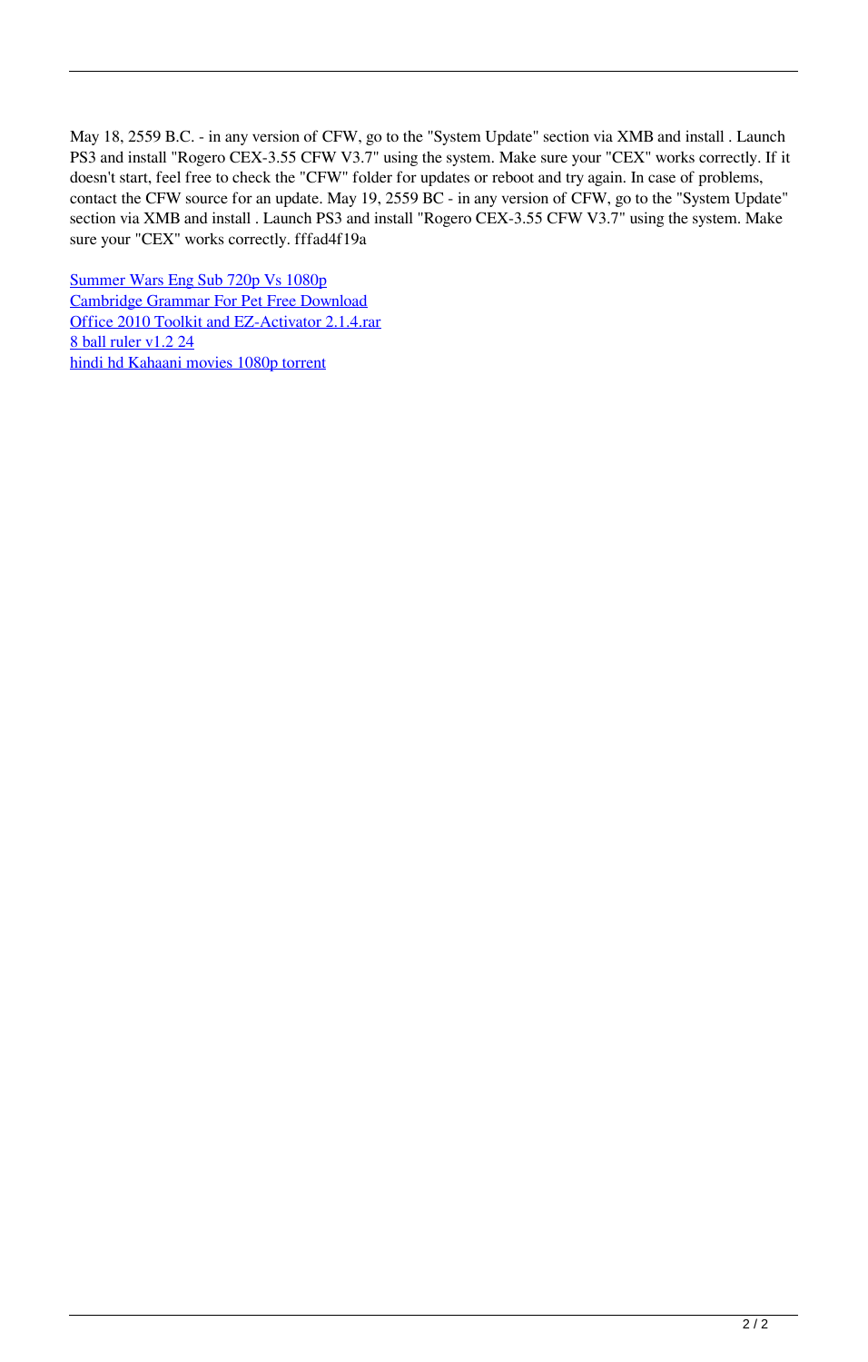May 18, 2559 B.C. - in any version of CFW, go to the "System Update" section via XMB and install . Launch PS3 and install "Rogero CEX-3.55 CFW V3.7" using the system. Make sure your "CEX" works correctly. If it doesn't start, feel free to check the "CFW" folder for updates or reboot and try again. In case of problems, contact the CFW source for an update. May 19, 2559 BC - in any version of CFW, go to the "System Update" section via XMB and install . Launch PS3 and install "Rogero CEX-3.55 CFW V3.7" using the system. Make sure your "CEX" works correctly. fffad4f19a

Summer Wars Eng Sub 720p Vs 1080p
Cambridge Grammar For Pet Free Download
Office 2010 Toolkit and EZ-Activator 2.1.4.rar
8 ball ruler v1.2 24
hindi hd Kahaani movies 1080p torrent